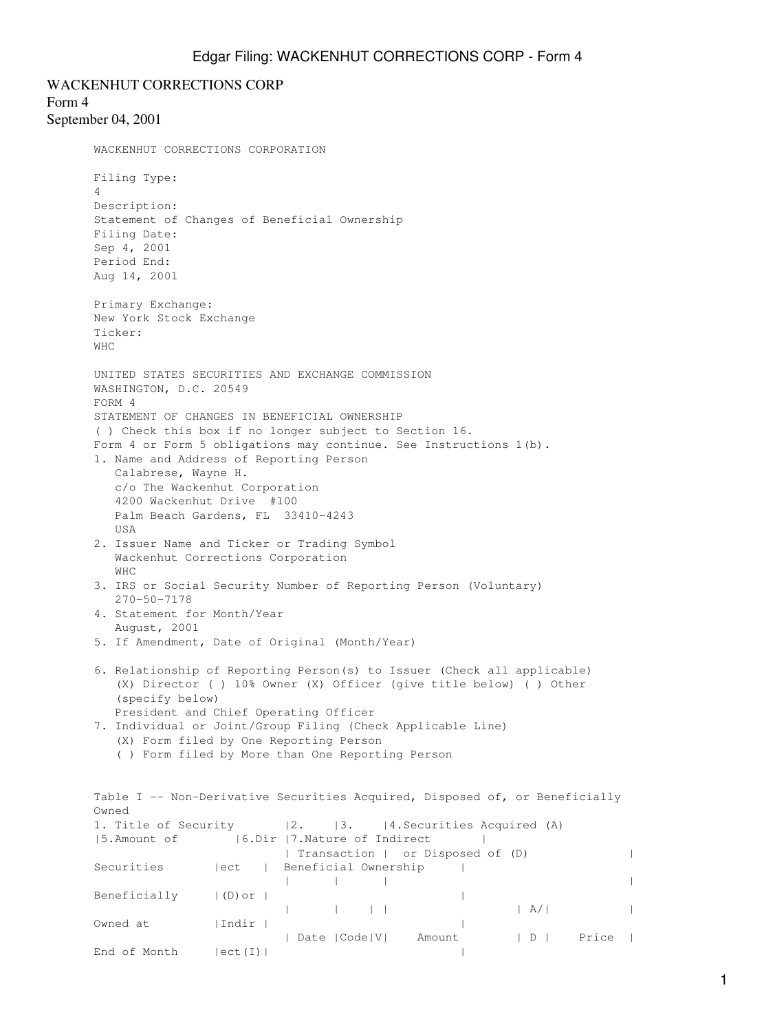# WACKENHUT CORRECTIONS CORP

Form 4

September 04, 2001

WACKENHUT CORRECTIONS CORPORATION

Filing Type:
4

Description:
Statement of Changes of Beneficial Ownership

Filing Date:
Sep 4, 2001

Period End:
Aug 14, 2001

Primary Exchange:
New York Stock Exchange

Ticker:
WHC

UNITED STATES SECURITIES AND EXCHANGE COMMISSION
WASHINGTON, D.C. 20549
FORM 4
STATEMENT OF CHANGES IN BENEFICIAL OWNERSHIP

( ) Check this box if no longer subject to Section 16.
Form 4 or Form 5 obligations may continue. See Instructions 1(b).

1. Name and Address of Reporting Person
   Calabrese, Wayne H.
   c/o The Wackenhut Corporation
   4200 Wackenhut Drive #100
   Palm Beach Gardens, FL 33410-4243
   USA
2. Issuer Name and Ticker or Trading Symbol
   Wackenhut Corrections Corporation
   WHC
3. IRS or Social Security Number of Reporting Person (Voluntary)
   270-50-7178
4. Statement for Month/Year
   August, 2001
5. If Amendment, Date of Original (Month/Year)

6. Relationship of Reporting Person(s) to Issuer (Check all applicable)
   (X) Director ( ) 10% Owner (X) Officer (give title below) ( ) Other (specify below)
   President and Chief Operating Officer
7. Individual or Joint/Group Filing (Check Applicable Line)
   (X) Form filed by One Reporting Person
   ( ) Form filed by More than One Reporting Person

Table I -- Non-Derivative Securities Acquired, Disposed of, or Beneficially Owned

| 1. Title of Security | 2. Transaction Date | 3. Transaction Code | V | 4. Securities Acquired (A) or Disposed of (D) Amount | A/D | Price | 5. Amount of Securities Beneficially Owned at End of Month | 6. Direct (D) or Indirect (I) | 7. Nature of Indirect Beneficial Ownership |
|---|---|---|---|---|---|---|---|---|---|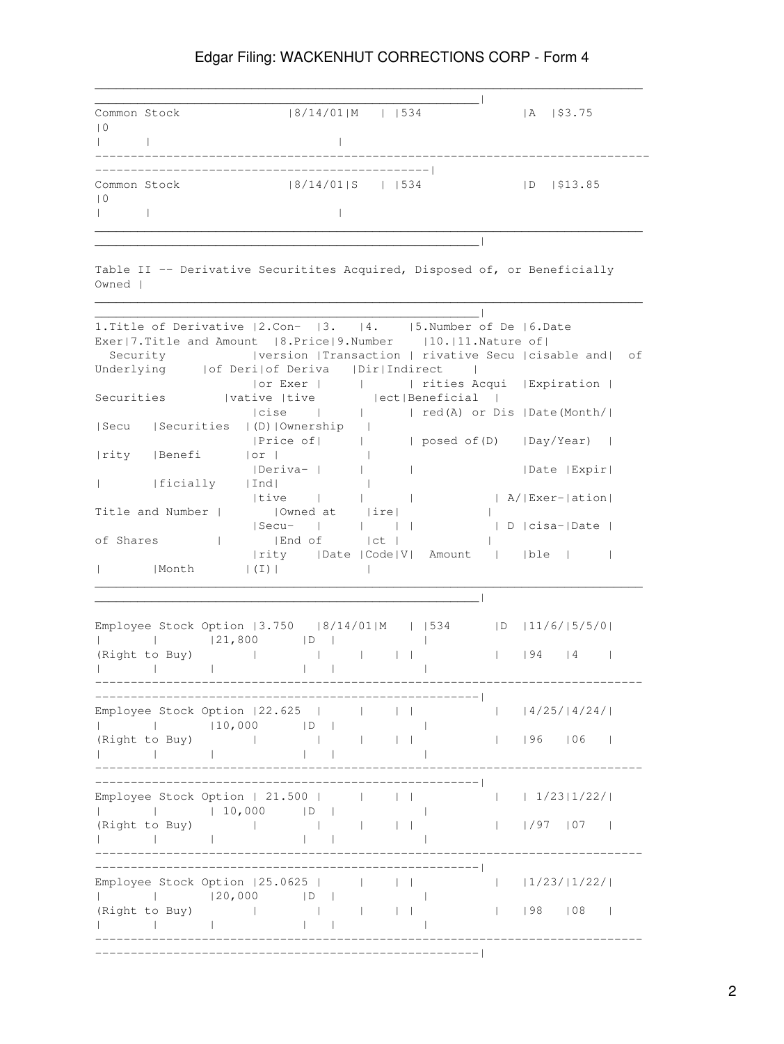| Common Stock | 8/14/01 | M | | 534 | A | $3.75 | 0 | | |
|---|---|---|---|---|---|---|---|---|---|
| Common Stock | 8/14/01 | S | | 534 | D | $13.85 | 0 | | |

Table II -- Derivative Securitites Acquired, Disposed of, or Beneficially Owned

| 1.Title of Derivative Security | 2.Conversion or Exercise Price of Derivative Security | 3. Transaction Date | 4. Transaction Code | V | 5.Number of Derivative Securities Acquired(A) or Disposed of(D) Amount | A/D | 6.Date Exercisable and Expiration Date(Month/Day/Year) Date Exercisable | Expiration Date | 7.Title and Amount of Underlying Securities Title and Number of Shares | 8.Price of Derivative Security | 9.Number of Derivative Securities Beneficially Owned at End of Month | 10.Dir ect (D) or Ind ire ct (I) | 11.Nature of Indirect Beneficial Ownership |
|---|---|---|---|---|---|---|---|---|---|---|---|---|---|
| Employee Stock Option (Right to Buy) | 3.750 | 8/14/01 | M | | 534 | D | 11/6/94 | 5/5/04 | | | 21,800 | D | |
| Employee Stock Option (Right to Buy) | 22.625 | | | | | | 4/25/96 | 4/24/06 | | | 10,000 | D | |
| Employee Stock Option (Right to Buy) | 21.500 | | | | | | 1/23/97 | 1/22/07 | | | 10,000 | D | |
| Employee Stock Option (Right to Buy) | 25.0625 | | | | | | 1/23/98 | 1/22/08 | | | 20,000 | D | |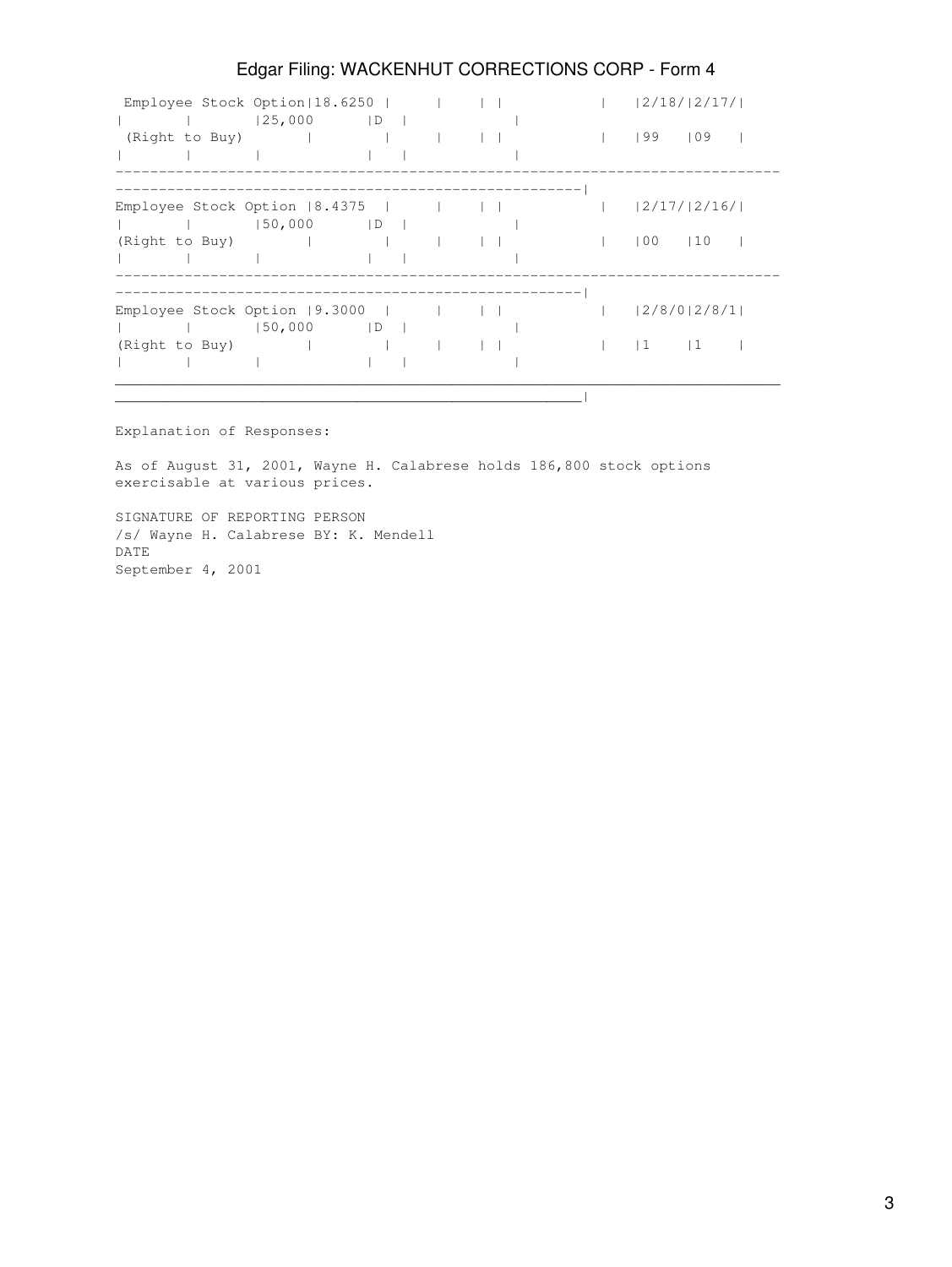| | | | | | | | | | | | |
|---|---|---|---|---|---|---|---|---|---|---|---|
| Employee Stock Option (Right to Buy) | 18.6250 | | | | | | 2/18/99 | 2/17/09 | | | 25,000 | D |
| Employee Stock Option (Right to Buy) | 8.4375 | | | | | | 2/17/00 | 2/16/10 | | | 50,000 | D |
| Employee Stock Option (Right to Buy) | 9.3000 | | | | | | 2/8/01 | 2/8/11 | | | 50,000 | D |

Explanation of Responses:

As of August 31, 2001, Wayne H. Calabrese holds 186,800 stock options exercisable at various prices.

SIGNATURE OF REPORTING PERSON
/s/ Wayne H. Calabrese BY: K. Mendell
DATE
September 4, 2001